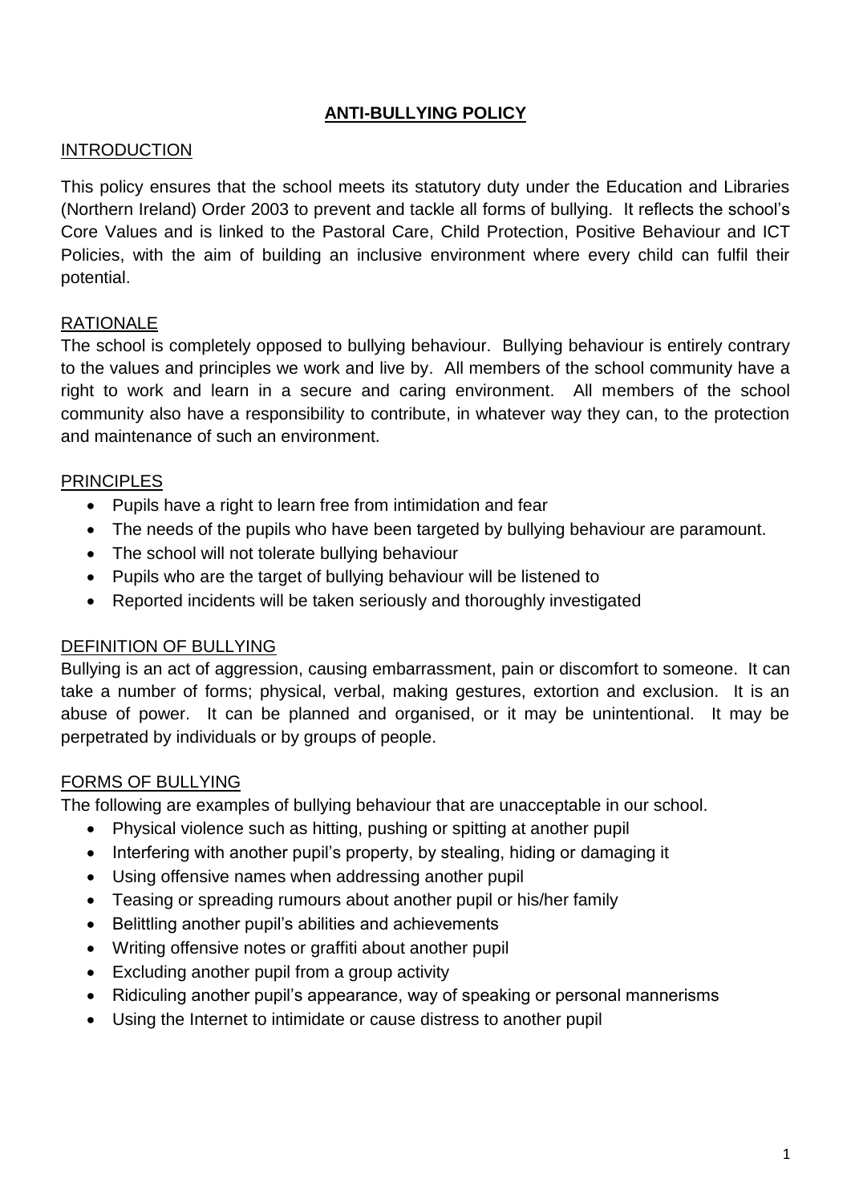# ANTI-BULLYING POLICY

## INTRODUCTION

This policy ensures that the school meets its statutory duty under the Education and Libraries (Northern Ireland) Order 2003 to prevent and tackle all forms of bullying. It reflects the school's Core Values and is linked to the Pastoral Care, Child Protection, Positive Behaviour and ICT Policies, with the aim of building an inclusive environment where every child can fulfil their potential.

## RATIONALE

The school is completely opposed to bullying behaviour. Bullying behaviour is entirely contrary to the values and principles we work and live by. All members of the school community have a right to work and learn in a secure and caring environment. All members of the school community also have a responsibility to contribute, in whatever way they can, to the protection and maintenance of such an environment.

## PRINCIPLES

- Pupils have a right to learn free from intimidation and fear
- The needs of the pupils who have been targeted by bullying behaviour are paramount.
- The school will not tolerate bullying behaviour
- Pupils who are the target of bullying behaviour will be listened to
- Reported incidents will be taken seriously and thoroughly investigated

## DEFINITION OF BULLYING

Bullying is an act of aggression, causing embarrassment, pain or discomfort to someone. It can take a number of forms; physical, verbal, making gestures, extortion and exclusion. It is an abuse of power. It can be planned and organised, or it may be unintentional. It may be perpetrated by individuals or by groups of people.

## FORMS OF BULLYING

The following are examples of bullying behaviour that are unacceptable in our school.

- Physical violence such as hitting, pushing or spitting at another pupil
- Interfering with another pupil's property, by stealing, hiding or damaging it
- Using offensive names when addressing another pupil
- Teasing or spreading rumours about another pupil or his/her family
- Belittling another pupil's abilities and achievements
- Writing offensive notes or graffiti about another pupil
- Excluding another pupil from a group activity
- Ridiculing another pupil's appearance, way of speaking or personal mannerisms
- Using the Internet to intimidate or cause distress to another pupil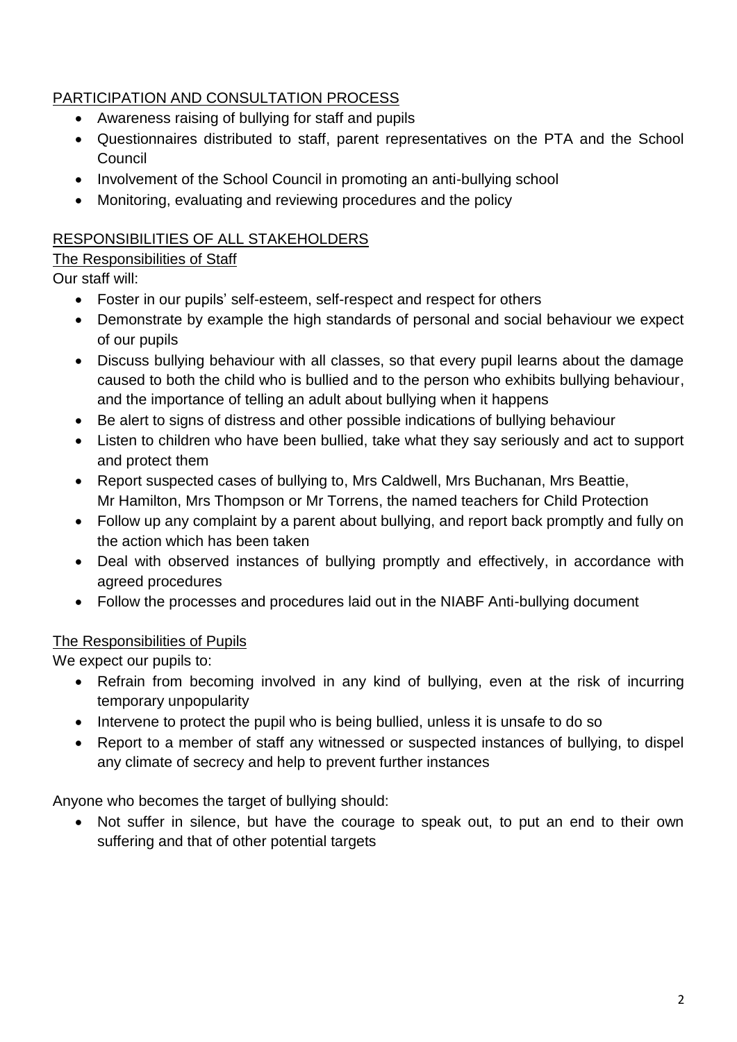## PARTICIPATION AND CONSULTATION PROCESS

- Awareness raising of bullying for staff and pupils
- Questionnaires distributed to staff, parent representatives on the PTA and the School Council
- Involvement of the School Council in promoting an anti-bullying school
- Monitoring, evaluating and reviewing procedures and the policy

## RESPONSIBILITIES OF ALL STAKEHOLDERS

### The Responsibilities of Staff

Our staff will:

- Foster in our pupils' self-esteem, self-respect and respect for others
- Demonstrate by example the high standards of personal and social behaviour we expect of our pupils
- Discuss bullying behaviour with all classes, so that every pupil learns about the damage caused to both the child who is bullied and to the person who exhibits bullying behaviour, and the importance of telling an adult about bullying when it happens
- Be alert to signs of distress and other possible indications of bullying behaviour
- Listen to children who have been bullied, take what they say seriously and act to support and protect them
- Report suspected cases of bullying to, Mrs Caldwell, Mrs Buchanan, Mrs Beattie, Mr Hamilton, Mrs Thompson or Mr Torrens, the named teachers for Child Protection
- Follow up any complaint by a parent about bullying, and report back promptly and fully on the action which has been taken
- Deal with observed instances of bullying promptly and effectively, in accordance with agreed procedures
- Follow the processes and procedures laid out in the NIABF Anti-bullying document

### The Responsibilities of Pupils

We expect our pupils to:

- Refrain from becoming involved in any kind of bullying, even at the risk of incurring temporary unpopularity
- Intervene to protect the pupil who is being bullied, unless it is unsafe to do so
- Report to a member of staff any witnessed or suspected instances of bullying, to dispel any climate of secrecy and help to prevent further instances

Anyone who becomes the target of bullying should:

- Not suffer in silence, but have the courage to speak out, to put an end to their own suffering and that of other potential targets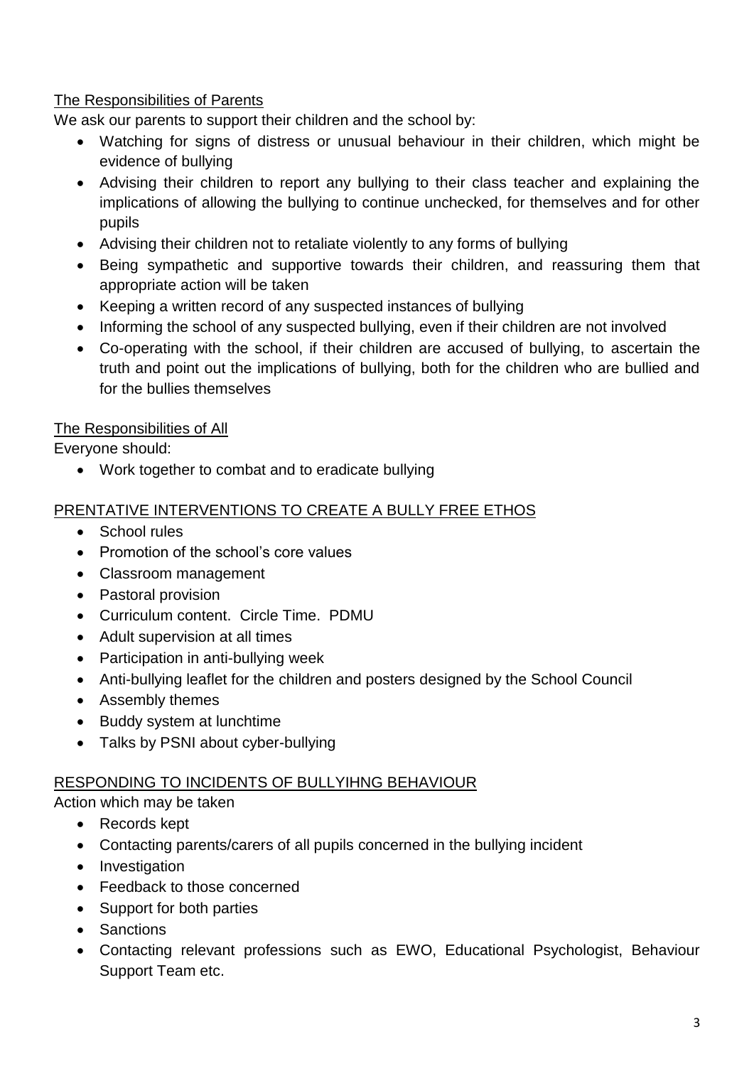The Responsibilities of Parents

We ask our parents to support their children and the school by:

- Watching for signs of distress or unusual behaviour in their children, which might be evidence of bullying
- Advising their children to report any bullying to their class teacher and explaining the implications of allowing the bullying to continue unchecked, for themselves and for other pupils
- Advising their children not to retaliate violently to any forms of bullying
- Being sympathetic and supportive towards their children, and reassuring them that appropriate action will be taken
- Keeping a written record of any suspected instances of bullying
- Informing the school of any suspected bullying, even if their children are not involved
- Co-operating with the school, if their children are accused of bullying, to ascertain the truth and point out the implications of bullying, both for the children who are bullied and for the bullies themselves

The Responsibilities of All

Everyone should:

- Work together to combat and to eradicate bullying

## PRENTATIVE INTERVENTIONS TO CREATE A BULLY FREE ETHOS

- School rules
- Promotion of the school's core values
- Classroom management
- Pastoral provision
- Curriculum content. Circle Time. PDMU
- Adult supervision at all times
- Participation in anti-bullying week
- Anti-bullying leaflet for the children and posters designed by the School Council
- Assembly themes
- Buddy system at lunchtime
- Talks by PSNI about cyber-bullying

## RESPONDING TO INCIDENTS OF BULLYIHNG BEHAVIOUR

Action which may be taken

- Records kept
- Contacting parents/carers of all pupils concerned in the bullying incident
- Investigation
- Feedback to those concerned
- Support for both parties
- Sanctions
- Contacting relevant professions such as EWO, Educational Psychologist, Behaviour Support Team etc.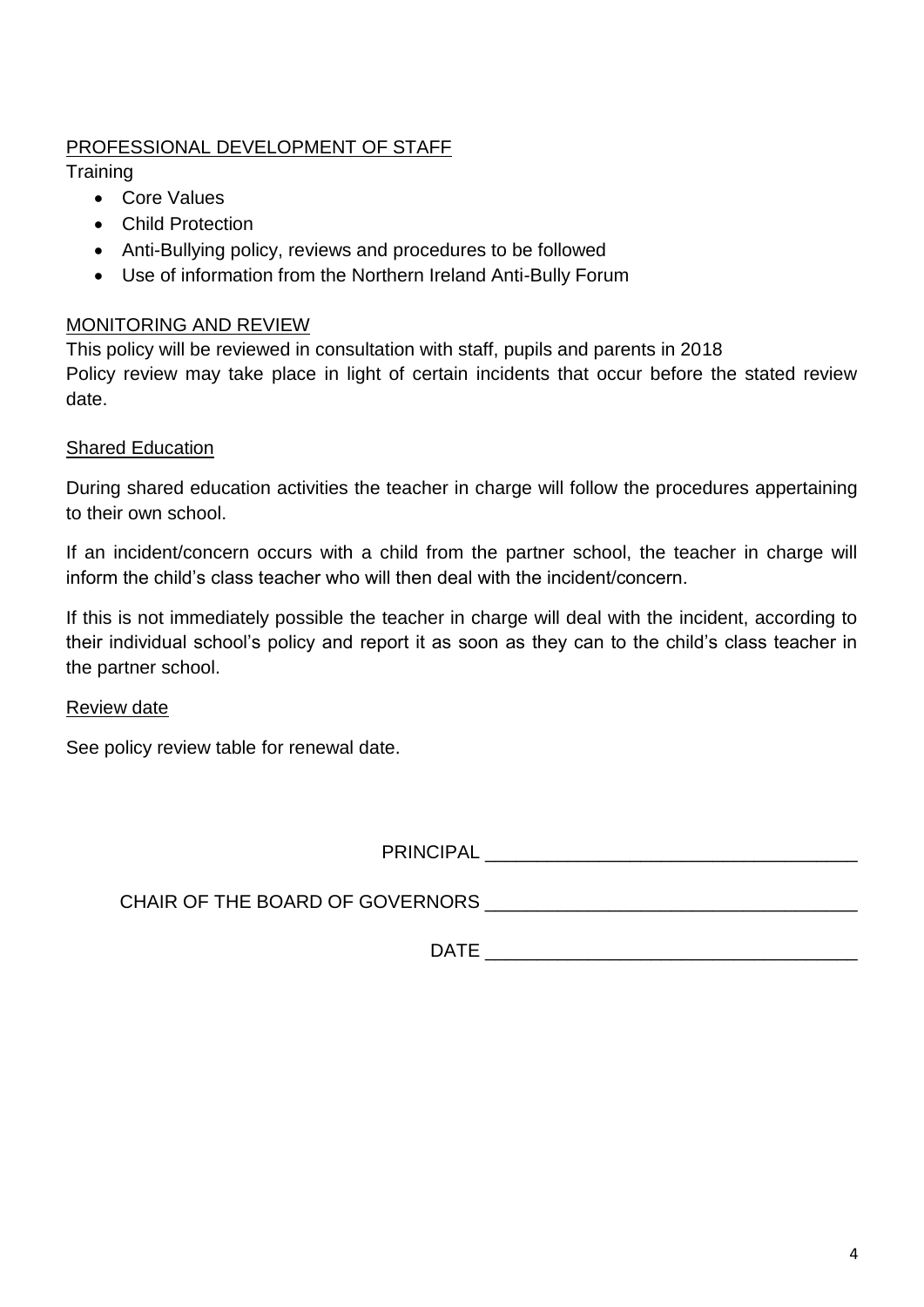## PROFESSIONAL DEVELOPMENT OF STAFF

Training

- Core Values
- Child Protection
- Anti-Bullying policy, reviews and procedures to be followed
- Use of information from the Northern Ireland Anti-Bully Forum

## MONITORING AND REVIEW

This policy will be reviewed in consultation with staff, pupils and parents in 2018

Policy review may take place in light of certain incidents that occur before the stated review date.

## Shared Education

During shared education activities the teacher in charge will follow the procedures appertaining to their own school.

If an incident/concern occurs with a child from the partner school, the teacher in charge will inform the child's class teacher who will then deal with the incident/concern.

If this is not immediately possible the teacher in charge will deal with the incident, according to their individual school's policy and report it as soon as they can to the child's class teacher in the partner school.

## Review date

See policy review table for renewal date.

PRINCIPAL ___________________________________

CHAIR OF THE BOARD OF GOVERNORS ___________________________________

DATE ___________________________________